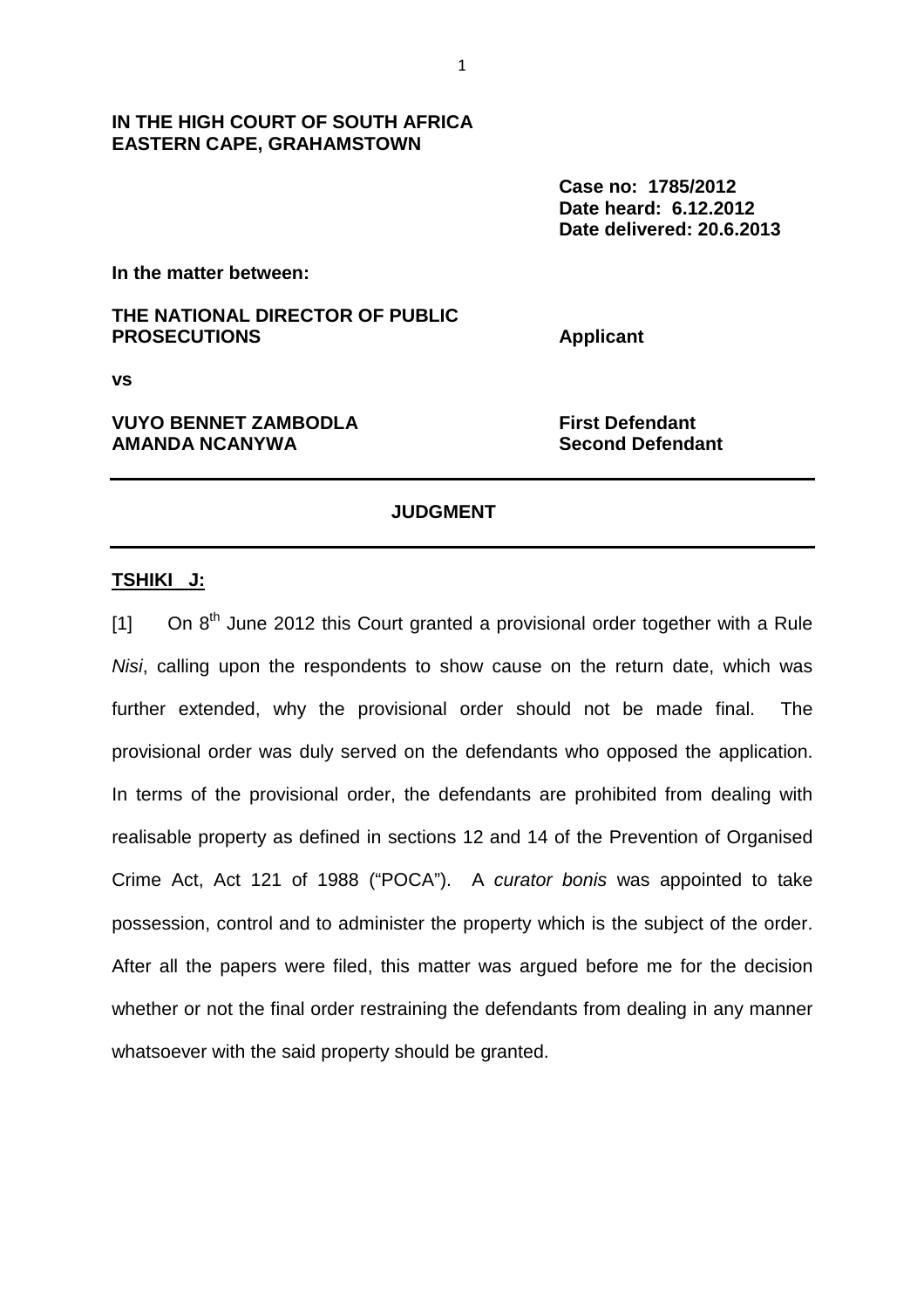**IN THE HIGH COURT OF SOUTH AFRICA**
**EASTERN CAPE, GRAHAMSTOWN**

**Case no: 1785/2012**
**Date heard: 6.12.2012**
**Date delivered: 20.6.2013**

**In the matter between:**

| | |
|---|---|
| **THE NATIONAL DIRECTOR OF PUBLIC PROSECUTIONS** | **Applicant** |
| **vs** | |
| **VUYO BENNET ZAMBODLA** | **First Defendant** |
| **AMANDA NCANYWA** | **Second Defendant** |

---

**JUDGMENT**

---

**TSHIKI J:**

[1] On 8th June 2012 this Court granted a provisional order together with a Rule *Nisi*, calling upon the respondents to show cause on the return date, which was further extended, why the provisional order should not be made final. The provisional order was duly served on the defendants who opposed the application. In terms of the provisional order, the defendants are prohibited from dealing with realisable property as defined in sections 12 and 14 of the Prevention of Organised Crime Act, Act 121 of 1988 ("POCA"). A *curator bonis* was appointed to take possession, control and to administer the property which is the subject of the order. After all the papers were filed, this matter was argued before me for the decision whether or not the final order restraining the defendants from dealing in any manner whatsoever with the said property should be granted.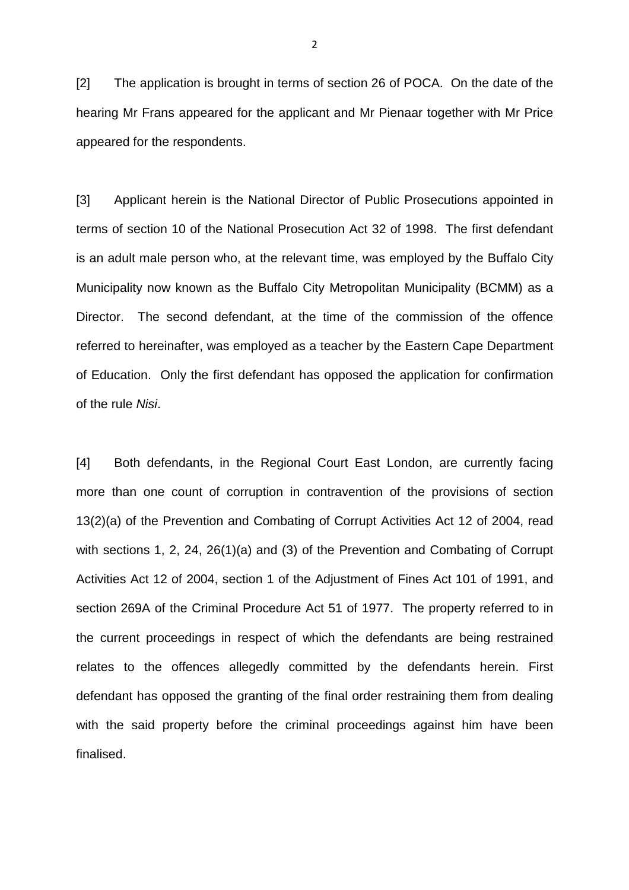[2] The application is brought in terms of section 26 of POCA. On the date of the hearing Mr Frans appeared for the applicant and Mr Pienaar together with Mr Price appeared for the respondents.

[3] Applicant herein is the National Director of Public Prosecutions appointed in terms of section 10 of the National Prosecution Act 32 of 1998. The first defendant is an adult male person who, at the relevant time, was employed by the Buffalo City Municipality now known as the Buffalo City Metropolitan Municipality (BCMM) as a Director. The second defendant, at the time of the commission of the offence referred to hereinafter, was employed as a teacher by the Eastern Cape Department of Education. Only the first defendant has opposed the application for confirmation of the rule *Nisi*.

[4] Both defendants, in the Regional Court East London, are currently facing more than one count of corruption in contravention of the provisions of section 13(2)(a) of the Prevention and Combating of Corrupt Activities Act 12 of 2004, read with sections 1, 2, 24, 26(1)(a) and (3) of the Prevention and Combating of Corrupt Activities Act 12 of 2004, section 1 of the Adjustment of Fines Act 101 of 1991, and section 269A of the Criminal Procedure Act 51 of 1977. The property referred to in the current proceedings in respect of which the defendants are being restrained relates to the offences allegedly committed by the defendants herein. First defendant has opposed the granting of the final order restraining them from dealing with the said property before the criminal proceedings against him have been finalised.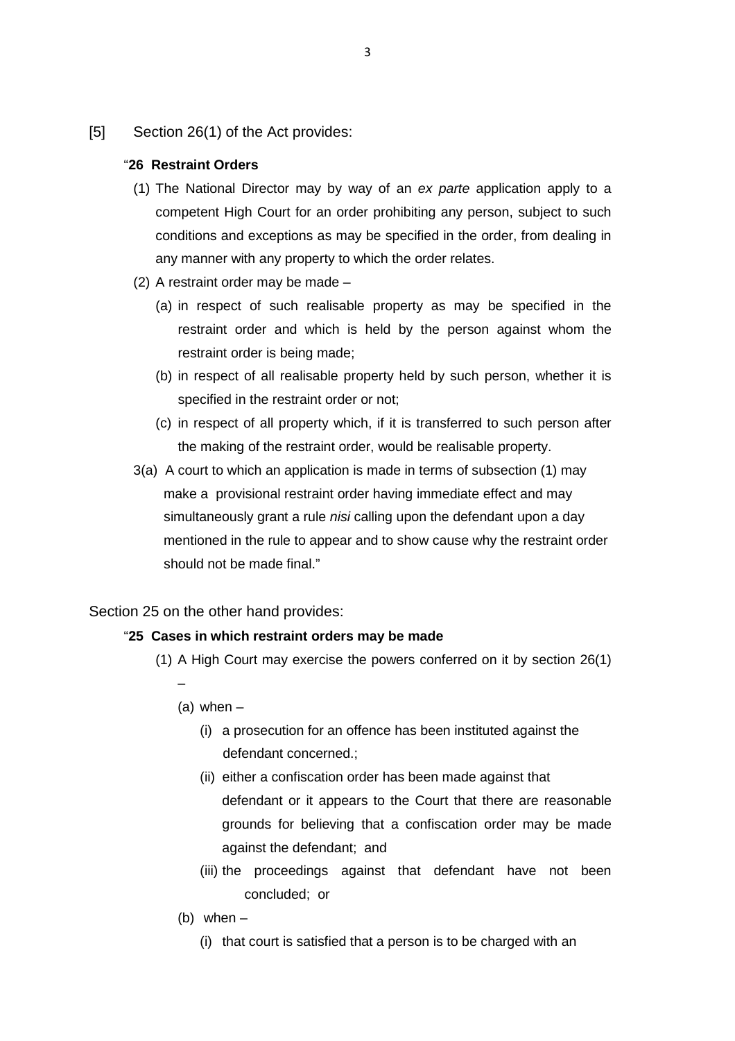[5] Section 26(1) of the Act provides:

"**26 Restraint Orders**

(1) The National Director may by way of an *ex parte* application apply to a competent High Court for an order prohibiting any person, subject to such conditions and exceptions as may be specified in the order, from dealing in any manner with any property to which the order relates.

(2) A restraint order may be made –

(a) in respect of such realisable property as may be specified in the restraint order and which is held by the person against whom the restraint order is being made;

(b) in respect of all realisable property held by such person, whether it is specified in the restraint order or not;

(c) in respect of all property which, if it is transferred to such person after the making of the restraint order, would be realisable property.

3(a) A court to which an application is made in terms of subsection (1) may make a provisional restraint order having immediate effect and may simultaneously grant a rule *nisi* calling upon the defendant upon a day mentioned in the rule to appear and to show cause why the restraint order should not be made final."

Section 25 on the other hand provides:

"**25 Cases in which restraint orders may be made**

(1) A High Court may exercise the powers conferred on it by section 26(1) –

(a) when –

(i) a prosecution for an offence has been instituted against the defendant concerned.;

(ii) either a confiscation order has been made against that defendant or it appears to the Court that there are reasonable grounds for believing that a confiscation order may be made against the defendant; and

(iii) the proceedings against that defendant have not been concluded; or

(b) when –

(i) that court is satisfied that a person is to be charged with an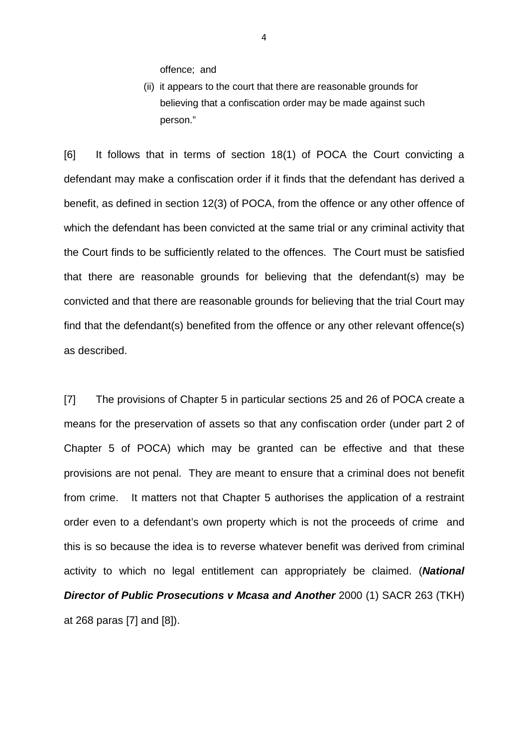offence; and

(ii) it appears to the court that there are reasonable grounds for believing that a confiscation order may be made against such person."

[6] It follows that in terms of section 18(1) of POCA the Court convicting a defendant may make a confiscation order if it finds that the defendant has derived a benefit, as defined in section 12(3) of POCA, from the offence or any other offence of which the defendant has been convicted at the same trial or any criminal activity that the Court finds to be sufficiently related to the offences. The Court must be satisfied that there are reasonable grounds for believing that the defendant(s) may be convicted and that there are reasonable grounds for believing that the trial Court may find that the defendant(s) benefited from the offence or any other relevant offence(s) as described.

[7] The provisions of Chapter 5 in particular sections 25 and 26 of POCA create a means for the preservation of assets so that any confiscation order (under part 2 of Chapter 5 of POCA) which may be granted can be effective and that these provisions are not penal. They are meant to ensure that a criminal does not benefit from crime. It matters not that Chapter 5 authorises the application of a restraint order even to a defendant's own property which is not the proceeds of crime and this is so because the idea is to reverse whatever benefit was derived from criminal activity to which no legal entitlement can appropriately be claimed. (***National Director of Public Prosecutions v Mcasa and Another*** 2000 (1) SACR 263 (TKH) at 268 paras [7] and [8]).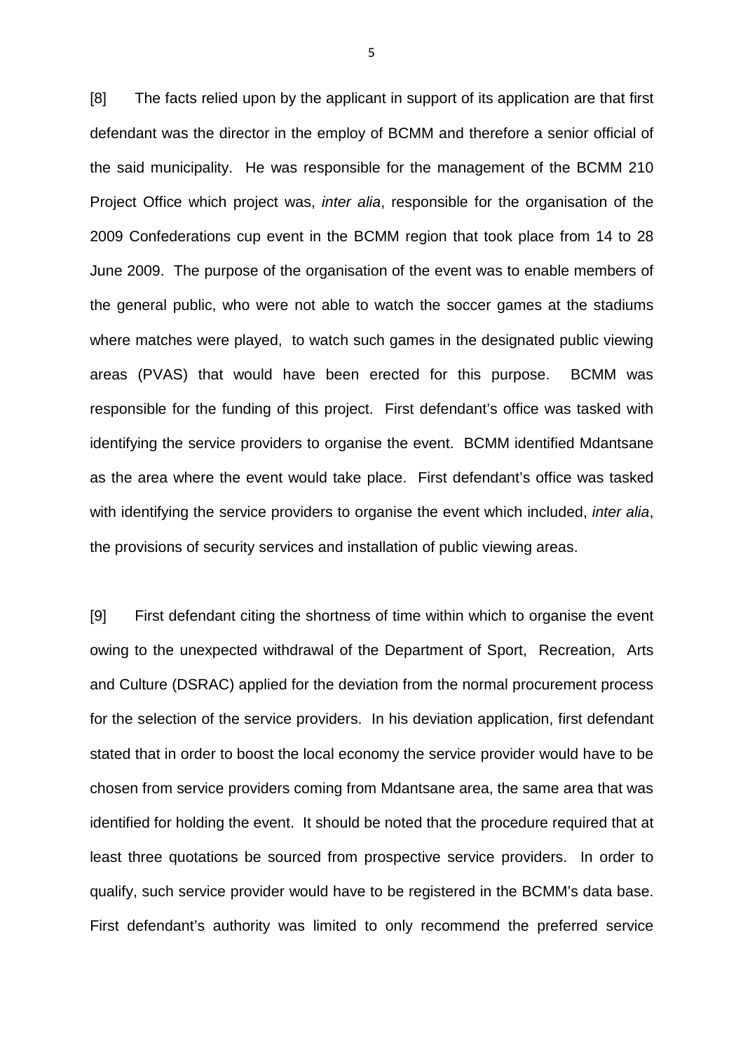[8] The facts relied upon by the applicant in support of its application are that first defendant was the director in the employ of BCMM and therefore a senior official of the said municipality. He was responsible for the management of the BCMM 210 Project Office which project was, *inter alia*, responsible for the organisation of the 2009 Confederations cup event in the BCMM region that took place from 14 to 28 June 2009. The purpose of the organisation of the event was to enable members of the general public, who were not able to watch the soccer games at the stadiums where matches were played, to watch such games in the designated public viewing areas (PVAS) that would have been erected for this purpose. BCMM was responsible for the funding of this project. First defendant's office was tasked with identifying the service providers to organise the event. BCMM identified Mdantsane as the area where the event would take place. First defendant's office was tasked with identifying the service providers to organise the event which included, *inter alia*, the provisions of security services and installation of public viewing areas.

[9] First defendant citing the shortness of time within which to organise the event owing to the unexpected withdrawal of the Department of Sport, Recreation, Arts and Culture (DSRAC) applied for the deviation from the normal procurement process for the selection of the service providers. In his deviation application, first defendant stated that in order to boost the local economy the service provider would have to be chosen from service providers coming from Mdantsane area, the same area that was identified for holding the event. It should be noted that the procedure required that at least three quotations be sourced from prospective service providers. In order to qualify, such service provider would have to be registered in the BCMM's data base. First defendant's authority was limited to only recommend the preferred service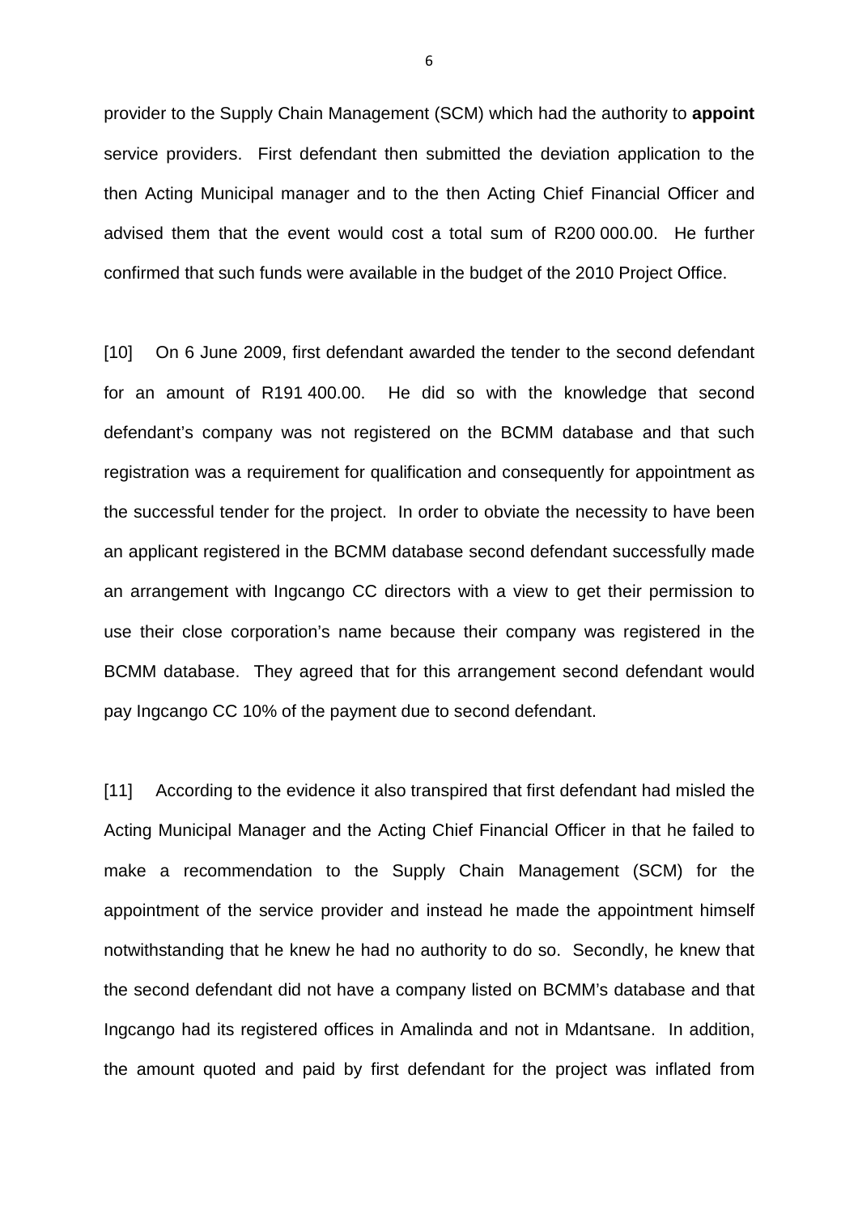provider to the Supply Chain Management (SCM) which had the authority to **appoint** service providers. First defendant then submitted the deviation application to the then Acting Municipal manager and to the then Acting Chief Financial Officer and advised them that the event would cost a total sum of R200 000.00. He further confirmed that such funds were available in the budget of the 2010 Project Office.

[10] On 6 June 2009, first defendant awarded the tender to the second defendant for an amount of R191 400.00. He did so with the knowledge that second defendant's company was not registered on the BCMM database and that such registration was a requirement for qualification and consequently for appointment as the successful tender for the project. In order to obviate the necessity to have been an applicant registered in the BCMM database second defendant successfully made an arrangement with Ingcango CC directors with a view to get their permission to use their close corporation's name because their company was registered in the BCMM database. They agreed that for this arrangement second defendant would pay Ingcango CC 10% of the payment due to second defendant.

[11] According to the evidence it also transpired that first defendant had misled the Acting Municipal Manager and the Acting Chief Financial Officer in that he failed to make a recommendation to the Supply Chain Management (SCM) for the appointment of the service provider and instead he made the appointment himself notwithstanding that he knew he had no authority to do so. Secondly, he knew that the second defendant did not have a company listed on BCMM's database and that Ingcango had its registered offices in Amalinda and not in Mdantsane. In addition, the amount quoted and paid by first defendant for the project was inflated from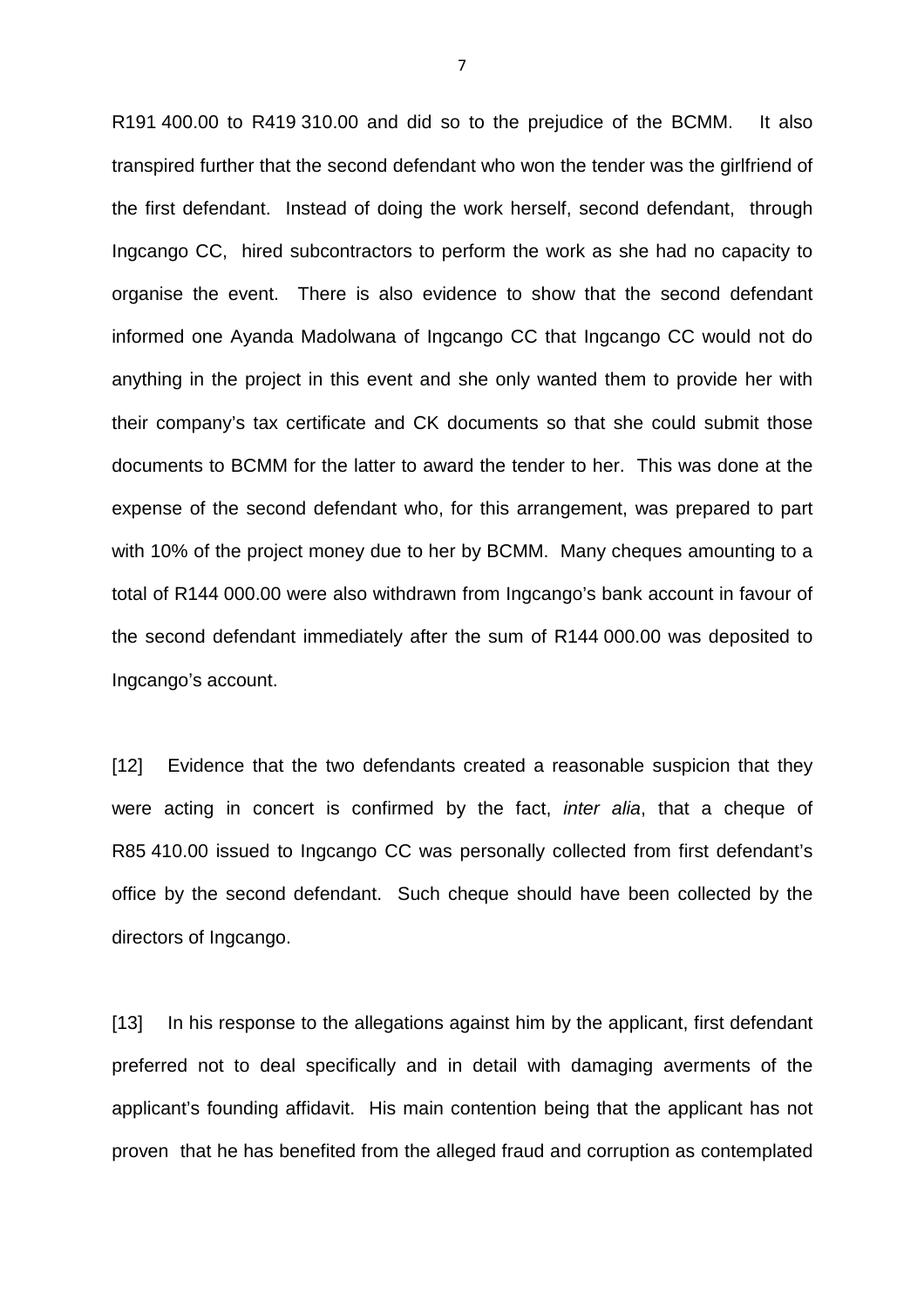R191 400.00 to R419 310.00 and did so to the prejudice of the BCMM. It also transpired further that the second defendant who won the tender was the girlfriend of the first defendant. Instead of doing the work herself, second defendant, through Ingcango CC, hired subcontractors to perform the work as she had no capacity to organise the event. There is also evidence to show that the second defendant informed one Ayanda Madolwana of Ingcango CC that Ingcango CC would not do anything in the project in this event and she only wanted them to provide her with their company's tax certificate and CK documents so that she could submit those documents to BCMM for the latter to award the tender to her. This was done at the expense of the second defendant who, for this arrangement, was prepared to part with 10% of the project money due to her by BCMM. Many cheques amounting to a total of R144 000.00 were also withdrawn from Ingcango's bank account in favour of the second defendant immediately after the sum of R144 000.00 was deposited to Ingcango's account.

[12] Evidence that the two defendants created a reasonable suspicion that they were acting in concert is confirmed by the fact, *inter alia*, that a cheque of R85 410.00 issued to Ingcango CC was personally collected from first defendant's office by the second defendant. Such cheque should have been collected by the directors of Ingcango.

[13] In his response to the allegations against him by the applicant, first defendant preferred not to deal specifically and in detail with damaging averments of the applicant's founding affidavit. His main contention being that the applicant has not proven that he has benefited from the alleged fraud and corruption as contemplated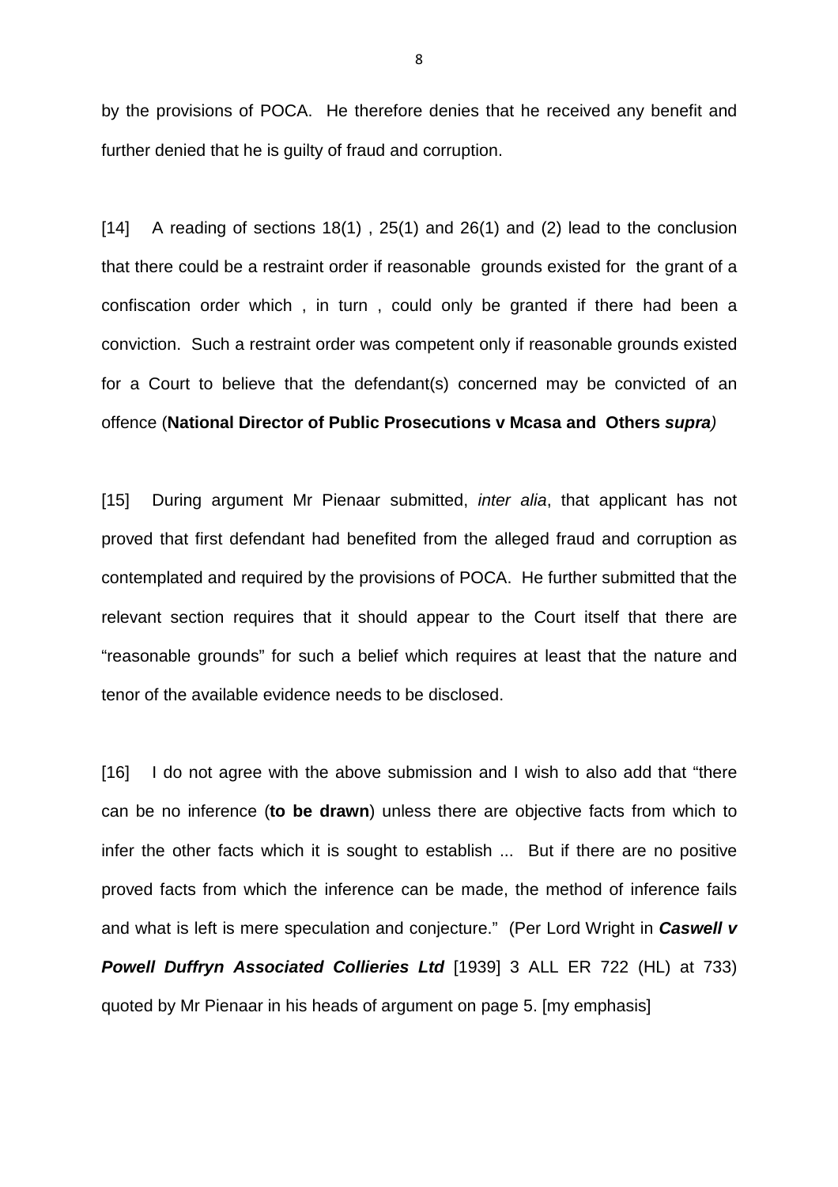by the provisions of POCA. He therefore denies that he received any benefit and further denied that he is guilty of fraud and corruption.

[14] A reading of sections 18(1) , 25(1) and 26(1) and (2) lead to the conclusion that there could be a restraint order if reasonable grounds existed for the grant of a confiscation order which , in turn , could only be granted if there had been a conviction. Such a restraint order was competent only if reasonable grounds existed for a Court to believe that the defendant(s) concerned may be convicted of an offence (**National Director of Public Prosecutions v Mcasa and Others *supra***)

[15] During argument Mr Pienaar submitted, *inter alia*, that applicant has not proved that first defendant had benefited from the alleged fraud and corruption as contemplated and required by the provisions of POCA. He further submitted that the relevant section requires that it should appear to the Court itself that there are "reasonable grounds" for such a belief which requires at least that the nature and tenor of the available evidence needs to be disclosed.

[16] I do not agree with the above submission and I wish to also add that "there can be no inference (**to be drawn**) unless there are objective facts from which to infer the other facts which it is sought to establish ... But if there are no positive proved facts from which the inference can be made, the method of inference fails and what is left is mere speculation and conjecture." (Per Lord Wright in ***Caswell v Powell Duffryn Associated Collieries Ltd*** [1939] 3 ALL ER 722 (HL) at 733) quoted by Mr Pienaar in his heads of argument on page 5. [my emphasis]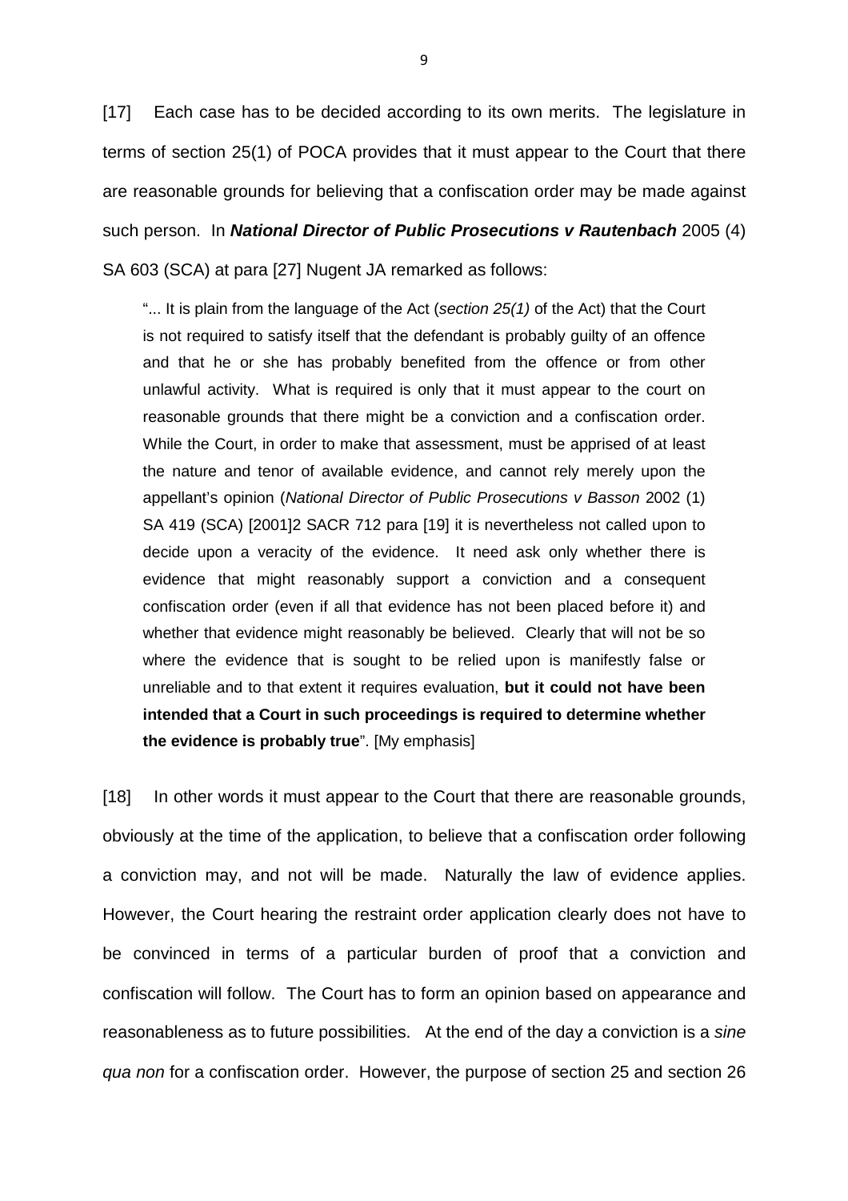[17] Each case has to be decided according to its own merits. The legislature in terms of section 25(1) of POCA provides that it must appear to the Court that there are reasonable grounds for believing that a confiscation order may be made against such person. In ***National Director of Public Prosecutions v Rautenbach*** 2005 (4) SA 603 (SCA) at para [27] Nugent JA remarked as follows:

> "... It is plain from the language of the Act (*section 25(1)* of the Act) that the Court is not required to satisfy itself that the defendant is probably guilty of an offence and that he or she has probably benefited from the offence or from other unlawful activity. What is required is only that it must appear to the court on reasonable grounds that there might be a conviction and a confiscation order. While the Court, in order to make that assessment, must be apprised of at least the nature and tenor of available evidence, and cannot rely merely upon the appellant's opinion (*National Director of Public Prosecutions v Basson* 2002 (1) SA 419 (SCA) [2001]2 SACR 712 para [19] it is nevertheless not called upon to decide upon a veracity of the evidence. It need ask only whether there is evidence that might reasonably support a conviction and a consequent confiscation order (even if all that evidence has not been placed before it) and whether that evidence might reasonably be believed. Clearly that will not be so where the evidence that is sought to be relied upon is manifestly false or unreliable and to that extent it requires evaluation, **but it could not have been intended that a Court in such proceedings is required to determine whether the evidence is probably true**". [My emphasis]

[18] In other words it must appear to the Court that there are reasonable grounds, obviously at the time of the application, to believe that a confiscation order following a conviction may, and not will be made. Naturally the law of evidence applies. However, the Court hearing the restraint order application clearly does not have to be convinced in terms of a particular burden of proof that a conviction and confiscation will follow. The Court has to form an opinion based on appearance and reasonableness as to future possibilities. At the end of the day a conviction is a *sine qua non* for a confiscation order. However, the purpose of section 25 and section 26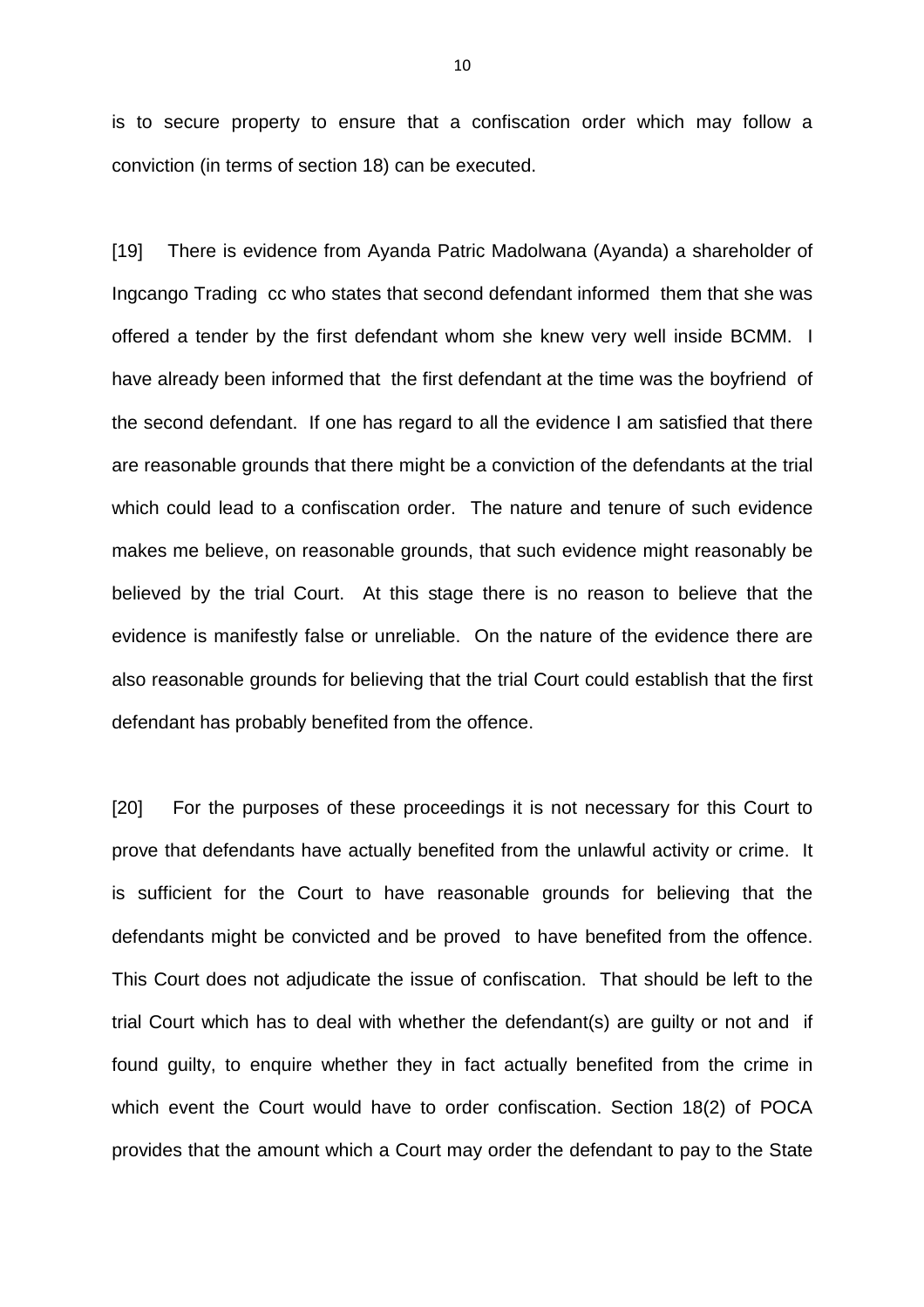is to secure property to ensure that a confiscation order which may follow a conviction (in terms of section 18) can be executed.

[19] There is evidence from Ayanda Patric Madolwana (Ayanda) a shareholder of Ingcango Trading cc who states that second defendant informed them that she was offered a tender by the first defendant whom she knew very well inside BCMM. I have already been informed that the first defendant at the time was the boyfriend of the second defendant. If one has regard to all the evidence I am satisfied that there are reasonable grounds that there might be a conviction of the defendants at the trial which could lead to a confiscation order. The nature and tenure of such evidence makes me believe, on reasonable grounds, that such evidence might reasonably be believed by the trial Court. At this stage there is no reason to believe that the evidence is manifestly false or unreliable. On the nature of the evidence there are also reasonable grounds for believing that the trial Court could establish that the first defendant has probably benefited from the offence.

[20] For the purposes of these proceedings it is not necessary for this Court to prove that defendants have actually benefited from the unlawful activity or crime. It is sufficient for the Court to have reasonable grounds for believing that the defendants might be convicted and be proved to have benefited from the offence. This Court does not adjudicate the issue of confiscation. That should be left to the trial Court which has to deal with whether the defendant(s) are guilty or not and if found guilty, to enquire whether they in fact actually benefited from the crime in which event the Court would have to order confiscation. Section 18(2) of POCA provides that the amount which a Court may order the defendant to pay to the State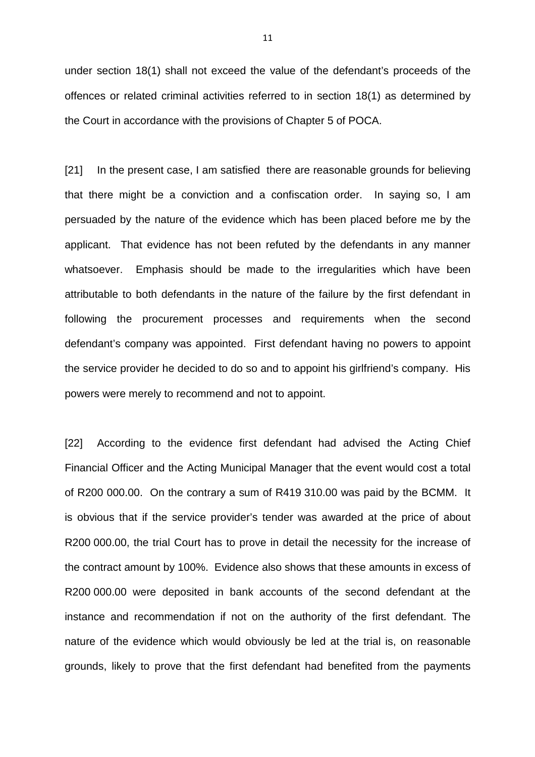under section 18(1) shall not exceed the value of the defendant's proceeds of the offences or related criminal activities referred to in section 18(1) as determined by the Court in accordance with the provisions of Chapter 5 of POCA.

[21] In the present case, I am satisfied there are reasonable grounds for believing that there might be a conviction and a confiscation order. In saying so, I am persuaded by the nature of the evidence which has been placed before me by the applicant. That evidence has not been refuted by the defendants in any manner whatsoever. Emphasis should be made to the irregularities which have been attributable to both defendants in the nature of the failure by the first defendant in following the procurement processes and requirements when the second defendant's company was appointed. First defendant having no powers to appoint the service provider he decided to do so and to appoint his girlfriend's company. His powers were merely to recommend and not to appoint.

[22] According to the evidence first defendant had advised the Acting Chief Financial Officer and the Acting Municipal Manager that the event would cost a total of R200 000.00. On the contrary a sum of R419 310.00 was paid by the BCMM. It is obvious that if the service provider's tender was awarded at the price of about R200 000.00, the trial Court has to prove in detail the necessity for the increase of the contract amount by 100%. Evidence also shows that these amounts in excess of R200 000.00 were deposited in bank accounts of the second defendant at the instance and recommendation if not on the authority of the first defendant. The nature of the evidence which would obviously be led at the trial is, on reasonable grounds, likely to prove that the first defendant had benefited from the payments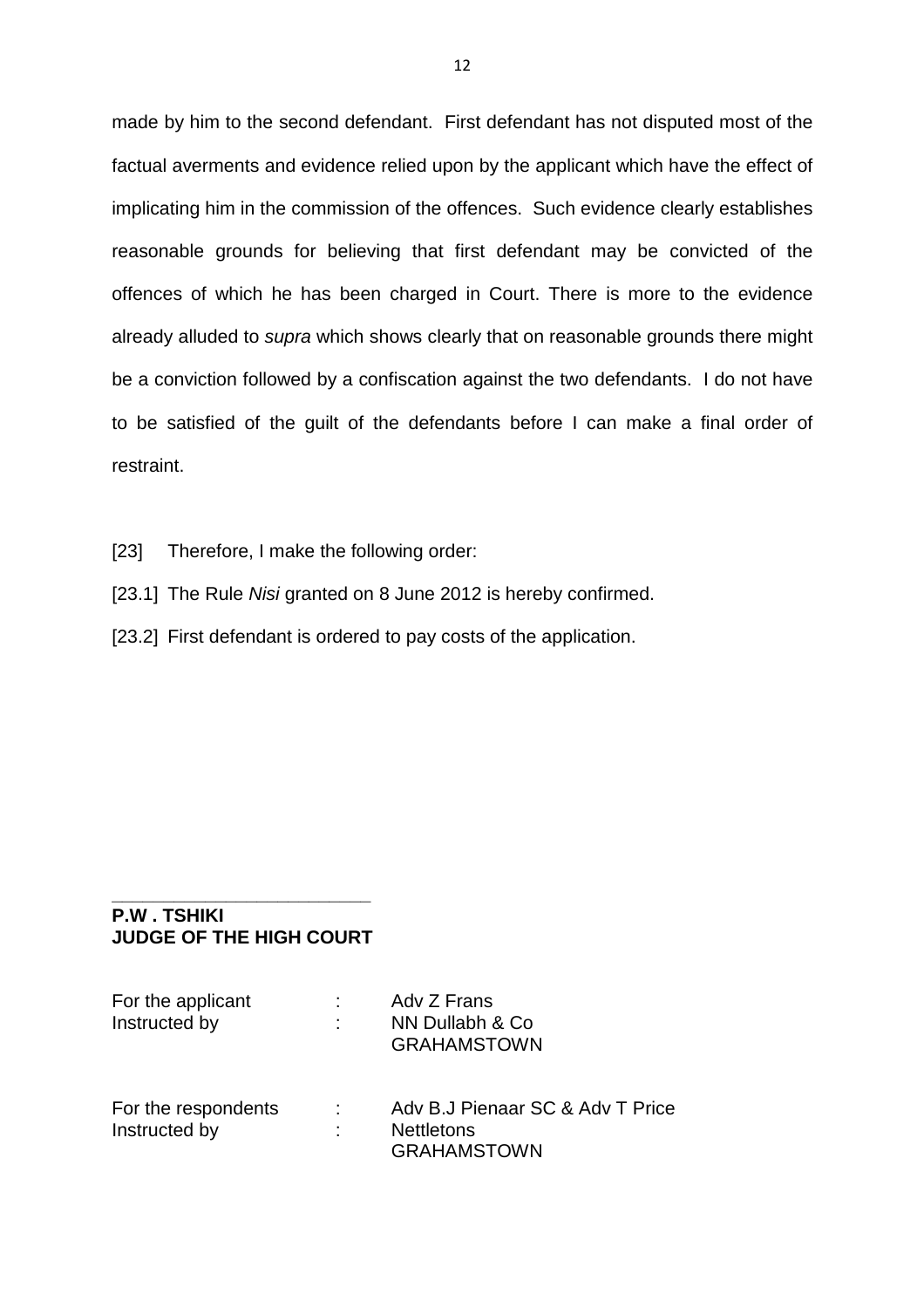made by him to the second defendant. First defendant has not disputed most of the factual averments and evidence relied upon by the applicant which have the effect of implicating him in the commission of the offences. Such evidence clearly establishes reasonable grounds for believing that first defendant may be convicted of the offences of which he has been charged in Court. There is more to the evidence already alluded to *supra* which shows clearly that on reasonable grounds there might be a conviction followed by a confiscation against the two defendants. I do not have to be satisfied of the guilt of the defendants before I can make a final order of restraint.

[23] Therefore, I make the following order:

[23.1] The Rule *Nisi* granted on 8 June 2012 is hereby confirmed.

[23.2] First defendant is ordered to pay costs of the application.

\_\_\_\_\_\_\_\_\_\_\_\_\_\_\_\_\_\_\_\_\_\_\_\_\_\_

**P.W . TSHIKI**
**JUDGE OF THE HIGH COURT**

| | | |
|---|---|---|
| For the applicant | : | Adv Z Frans |
| Instructed by | : | NN Dullabh & Co<br>GRAHAMSTOWN |
| For the respondents | : | Adv B.J Pienaar SC & Adv T Price |
| Instructed by | : | Nettletons<br>GRAHAMSTOWN |